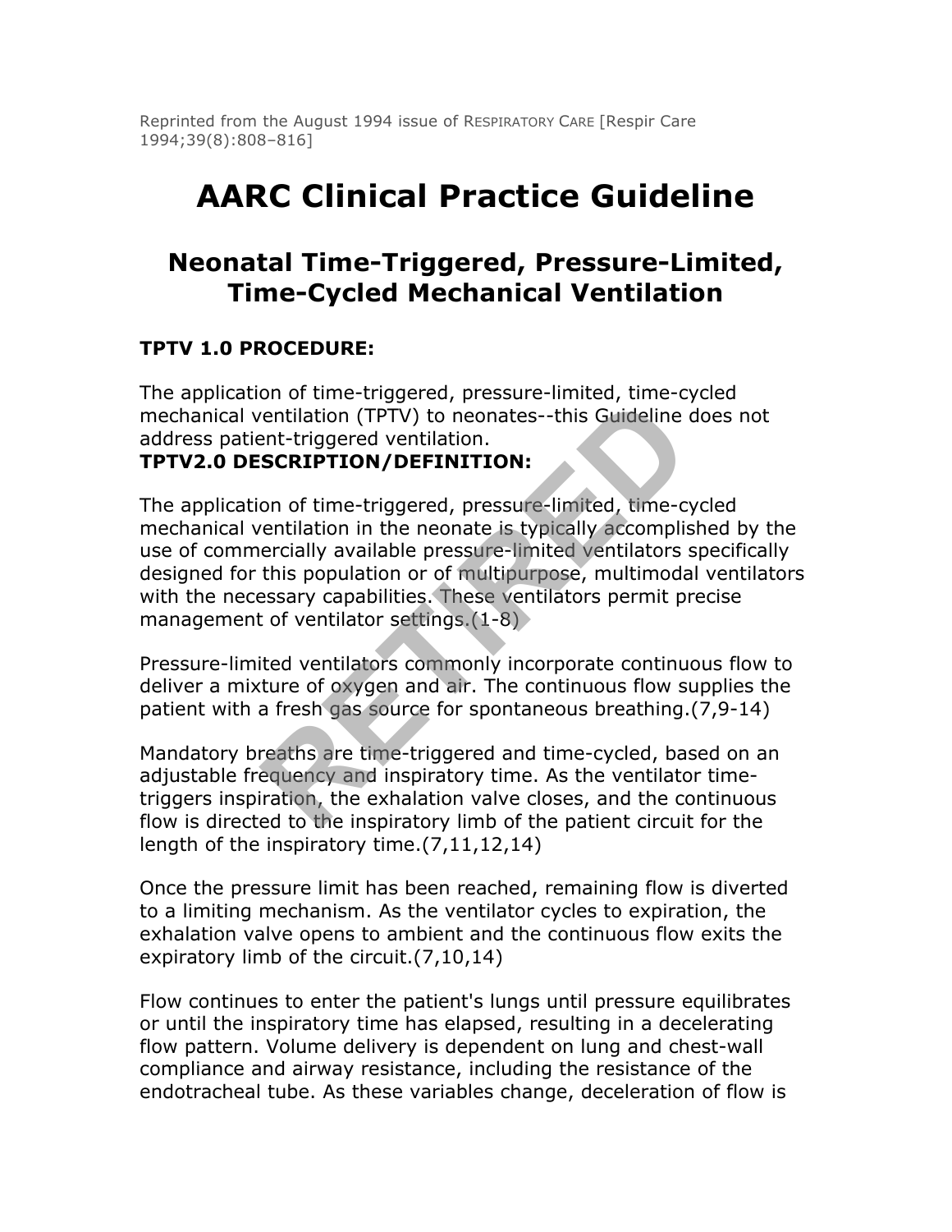Reprinted from the August 1994 issue of RESPIRATORY CARE [Respir Care 1994;39(8):808–816]

# AARC Clinical Practice Guideline

## Neonatal Time-Triggered, Pressure-Limited, Time-Cycled Mechanical Ventilation

### TPTV 1.0 PROCEDURE:

The application of time-triggered, pressure-limited, time-cycled mechanical ventilation (TPTV) to neonates--this Guideline does not address patient-triggered ventilation.

### TPTV2.0 DESCRIPTION/DEFINITION:

The application of time-triggered, pressure-limited, time-cycled mechanical ventilation in the neonate is typically accomplished by the use of commercially available pressure-limited ventilators specifically designed for this population or of multipurpose, multimodal ventilators with the necessary capabilities. These ventilators permit precise management of ventilator settings.(1-8)

Pressure-limited ventilators commonly incorporate continuous flow to deliver a mixture of oxygen and air. The continuous flow supplies the patient with a fresh gas source for spontaneous breathing.(7,9-14)

Mandatory breaths are time-triggered and time-cycled, based on an adjustable frequency and inspiratory time. As the ventilator time-triggers inspiration, the exhalation valve closes, and the continuous flow is directed to the inspiratory limb of the patient circuit for the length of the inspiratory time.(7,11,12,14)

Once the pressure limit has been reached, remaining flow is diverted to a limiting mechanism. As the ventilator cycles to expiration, the exhalation valve opens to ambient and the continuous flow exits the expiratory limb of the circuit.(7,10,14)

Flow continues to enter the patient's lungs until pressure equilibrates or until the inspiratory time has elapsed, resulting in a decelerating flow pattern. Volume delivery is dependent on lung and chest-wall compliance and airway resistance, including the resistance of the endotracheal tube. As these variables change, deceleration of flow is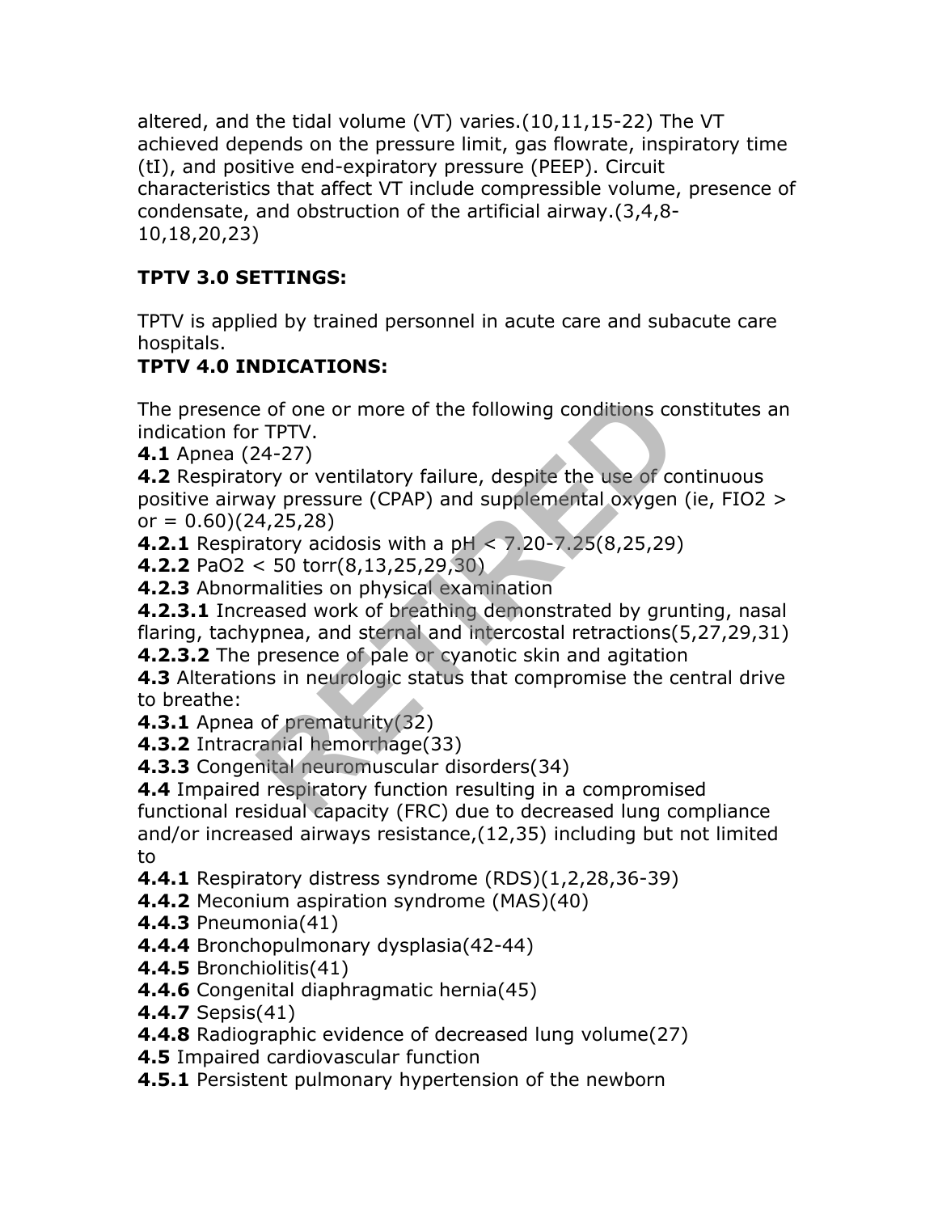altered, and the tidal volume (VT) varies.(10,11,15-22) The VT achieved depends on the pressure limit, gas flowrate, inspiratory time (tI), and positive end-expiratory pressure (PEEP). Circuit characteristics that affect VT include compressible volume, presence of condensate, and obstruction of the artificial airway.(3,4,8-10,18,20,23)

**TPTV 3.0 SETTINGS:**

TPTV is applied by trained personnel in acute care and subacute care hospitals.

**TPTV 4.0 INDICATIONS:**

The presence of one or more of the following conditions constitutes an indication for TPTV.

**4.1** Apnea (24-27)

**4.2** Respiratory or ventilatory failure, despite the use of continuous positive airway pressure (CPAP) and supplemental oxygen (ie, $FIO_2$ > or = 0.60)(24,25,28)

**4.2.1** Respiratory acidosis with a pH < 7.20-7.25(8,25,29)

**4.2.2** $PaO_2$ < 50 torr(8,13,25,29,30)

**4.2.3** Abnormalities on physical examination

**4.2.3.1** Increased work of breathing demonstrated by grunting, nasal flaring, tachypnea, and sternal and intercostal retractions(5,27,29,31)

**4.2.3.2** The presence of pale or cyanotic skin and agitation

**4.3** Alterations in neurologic status that compromise the central drive to breathe:

**4.3.1** Apnea of prematurity(32)

**4.3.2** Intracranial hemorrhage(33)

**4.3.3** Congenital neuromuscular disorders(34)

**4.4** Impaired respiratory function resulting in a compromised functional residual capacity (FRC) due to decreased lung compliance and/or increased airways resistance,(12,35) including but not limited to

**4.4.1** Respiratory distress syndrome (RDS)(1,2,28,36-39)

**4.4.2** Meconium aspiration syndrome (MAS)(40)

**4.4.3** Pneumonia(41)

**4.4.4** Bronchopulmonary dysplasia(42-44)

**4.4.5** Bronchiolitis(41)

**4.4.6** Congenital diaphragmatic hernia(45)

**4.4.7** Sepsis(41)

**4.4.8** Radiographic evidence of decreased lung volume(27)

**4.5** Impaired cardiovascular function

**4.5.1** Persistent pulmonary hypertension of the newborn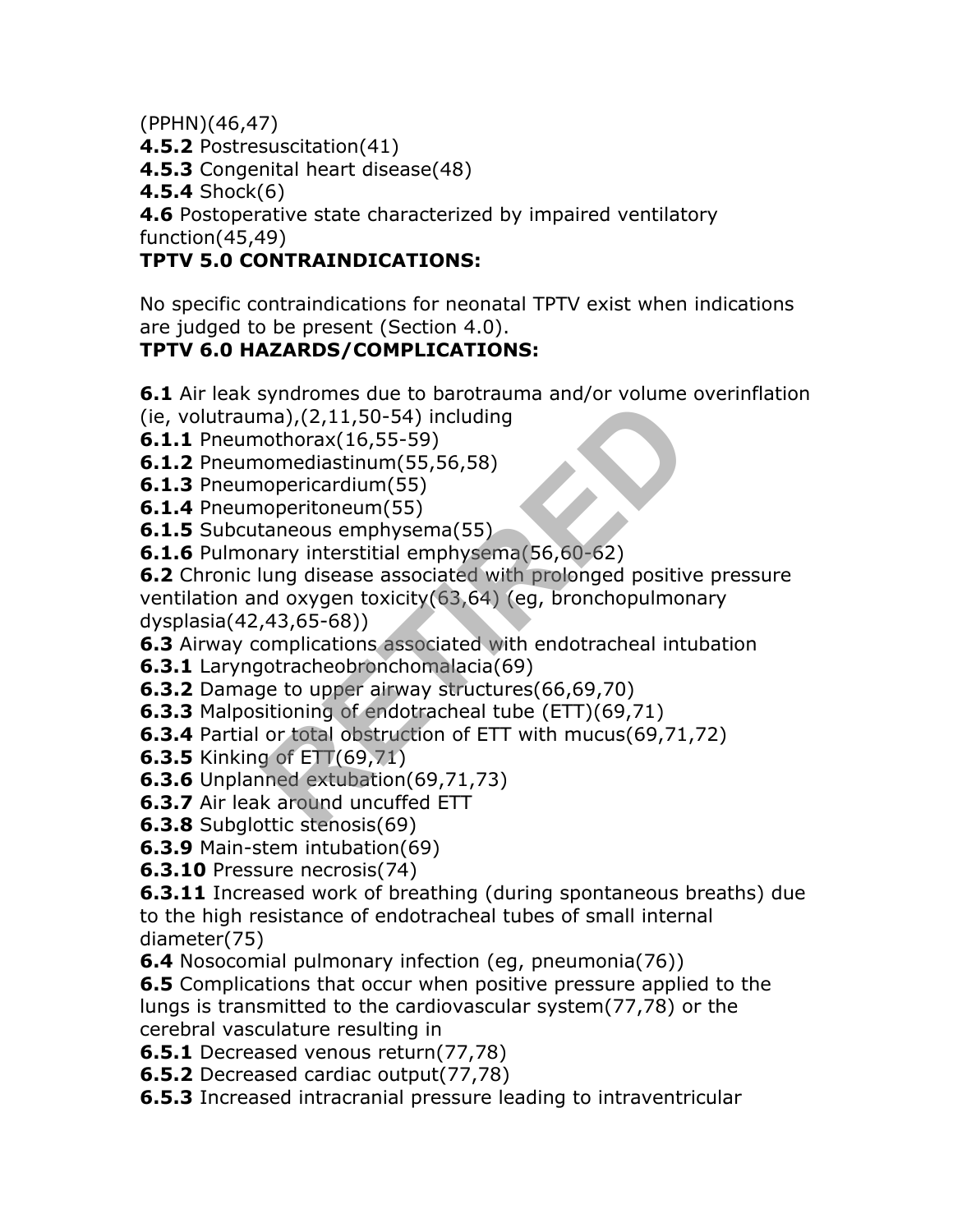(PPHN)(46,47)

**4.5.2** Postresuscitation(41)

**4.5.3** Congenital heart disease(48)

**4.5.4** Shock(6)

**4.6** Postoperative state characterized by impaired ventilatory function(45,49)

**TPTV 5.0 CONTRAINDICATIONS:**

No specific contraindications for neonatal TPTV exist when indications are judged to be present (Section 4.0).

**TPTV 6.0 HAZARDS/COMPLICATIONS:**

**6.1** Air leak syndromes due to barotrauma and/or volume overinflation (ie, volutrauma),(2,11,50-54) including

**6.1.1** Pneumothorax(16,55-59)

**6.1.2** Pneumomediastinum(55,56,58)

**6.1.3** Pneumopericardium(55)

**6.1.4** Pneumoperitoneum(55)

**6.1.5** Subcutaneous emphysema(55)

**6.1.6** Pulmonary interstitial emphysema(56,60-62)

**6.2** Chronic lung disease associated with prolonged positive pressure ventilation and oxygen toxicity(63,64) (eg, bronchopulmonary dysplasia(42,43,65-68))

**6.3** Airway complications associated with endotracheal intubation

**6.3.1** Laryngotracheobronchomalacia(69)

**6.3.2** Damage to upper airway structures(66,69,70)

**6.3.3** Malpositioning of endotracheal tube (ETT)(69,71)

**6.3.4** Partial or total obstruction of ETT with mucus(69,71,72)

**6.3.5** Kinking of ETT(69,71)

**6.3.6** Unplanned extubation(69,71,73)

**6.3.7** Air leak around uncuffed ETT

**6.3.8** Subglottic stenosis(69)

**6.3.9** Main-stem intubation(69)

**6.3.10** Pressure necrosis(74)

**6.3.11** Increased work of breathing (during spontaneous breaths) due to the high resistance of endotracheal tubes of small internal diameter(75)

**6.4** Nosocomial pulmonary infection (eg, pneumonia(76))

**6.5** Complications that occur when positive pressure applied to the lungs is transmitted to the cardiovascular system(77,78) or the cerebral vasculature resulting in

**6.5.1** Decreased venous return(77,78)

**6.5.2** Decreased cardiac output(77,78)

**6.5.3** Increased intracranial pressure leading to intraventricular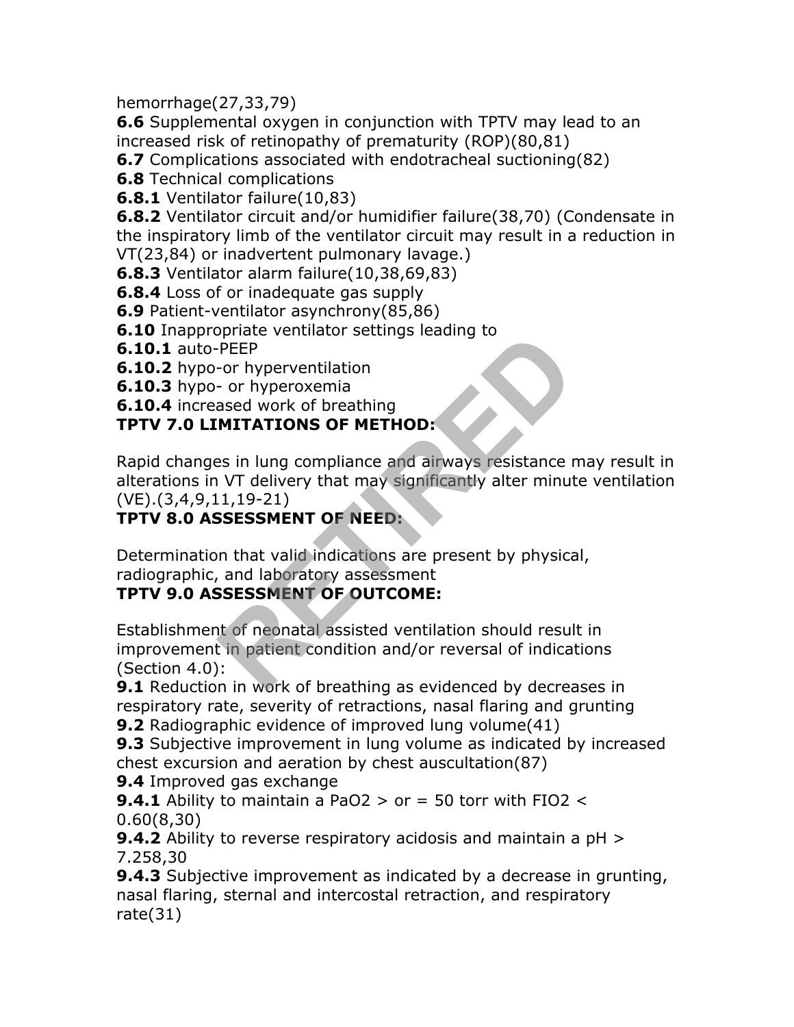hemorrhage(27,33,79)

**6.6** Supplemental oxygen in conjunction with TPTV may lead to an increased risk of retinopathy of prematurity (ROP)(80,81)

**6.7** Complications associated with endotracheal suctioning(82)

**6.8** Technical complications

**6.8.1** Ventilator failure(10,83)

**6.8.2** Ventilator circuit and/or humidifier failure(38,70) (Condensate in the inspiratory limb of the ventilator circuit may result in a reduction in VT(23,84) or inadvertent pulmonary lavage.)

**6.8.3** Ventilator alarm failure(10,38,69,83)

**6.8.4** Loss of or inadequate gas supply

**6.9** Patient-ventilator asynchrony(85,86)

**6.10** Inappropriate ventilator settings leading to

**6.10.1** auto-PEEP

**6.10.2** hypo-or hyperventilation

**6.10.3** hypo- or hyperoxemia

**6.10.4** increased work of breathing

**TPTV 7.0 LIMITATIONS OF METHOD:**

Rapid changes in lung compliance and airways resistance may result in alterations in VT delivery that may significantly alter minute ventilation (VE).(3,4,9,11,19-21)

**TPTV 8.0 ASSESSMENT OF NEED:**

Determination that valid indications are present by physical, radiographic, and laboratory assessment

**TPTV 9.0 ASSESSMENT OF OUTCOME:**

Establishment of neonatal assisted ventilation should result in improvement in patient condition and/or reversal of indications (Section 4.0):

**9.1** Reduction in work of breathing as evidenced by decreases in respiratory rate, severity of retractions, nasal flaring and grunting

**9.2** Radiographic evidence of improved lung volume(41)

**9.3** Subjective improvement in lung volume as indicated by increased chest excursion and aeration by chest auscultation(87)

**9.4** Improved gas exchange

**9.4.1** Ability to maintain a $PaO_2$ > or = 50 torr with $FIO_2$ < 0.60(8,30)

**9.4.2** Ability to reverse respiratory acidosis and maintain a pH > 7.258,30

**9.4.3** Subjective improvement as indicated by a decrease in grunting, nasal flaring, sternal and intercostal retraction, and respiratory rate(31)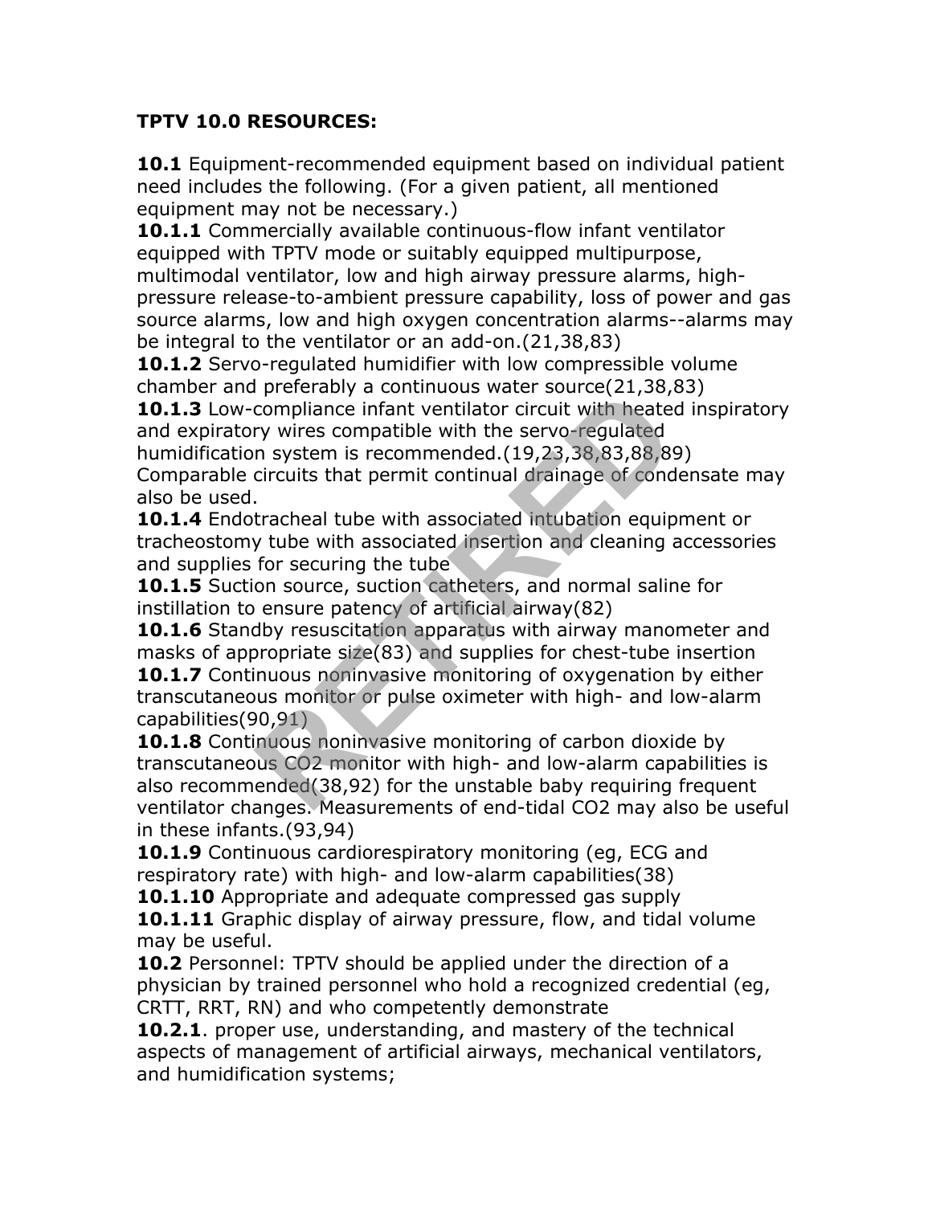**TPTV 10.0 RESOURCES:**

**10.1** Equipment-recommended equipment based on individual patient need includes the following. (For a given patient, all mentioned equipment may not be necessary.)

**10.1.1** Commercially available continuous-flow infant ventilator equipped with TPTV mode or suitably equipped multipurpose, multimodal ventilator, low and high airway pressure alarms, high-pressure release-to-ambient pressure capability, loss of power and gas source alarms, low and high oxygen concentration alarms--alarms may be integral to the ventilator or an add-on.(21,38,83)

**10.1.2** Servo-regulated humidifier with low compressible volume chamber and preferably a continuous water source(21,38,83)

**10.1.3** Low-compliance infant ventilator circuit with heated inspiratory and expiratory wires compatible with the servo-regulated humidification system is recommended.(19,23,38,83,88,89) Comparable circuits that permit continual drainage of condensate may also be used.

**10.1.4** Endotracheal tube with associated intubation equipment or tracheostomy tube with associated insertion and cleaning accessories and supplies for securing the tube

**10.1.5** Suction source, suction catheters, and normal saline for instillation to ensure patency of artificial airway(82)

**10.1.6** Standby resuscitation apparatus with airway manometer and masks of appropriate size(83) and supplies for chest-tube insertion

**10.1.7** Continuous noninvasive monitoring of oxygenation by either transcutaneous monitor or pulse oximeter with high- and low-alarm capabilities(90,91)

**10.1.8** Continuous noninvasive monitoring of carbon dioxide by transcutaneous $CO_2$ monitor with high- and low-alarm capabilities is also recommended(38,92) for the unstable baby requiring frequent ventilator changes. Measurements of end-tidal $CO_2$ may also be useful in these infants.(93,94)

**10.1.9** Continuous cardiorespiratory monitoring (eg, ECG and respiratory rate) with high- and low-alarm capabilities(38)

**10.1.10** Appropriate and adequate compressed gas supply

**10.1.11** Graphic display of airway pressure, flow, and tidal volume may be useful.

**10.2** Personnel: TPTV should be applied under the direction of a physician by trained personnel who hold a recognized credential (eg, CRTT, RRT, RN) and who competently demonstrate

**10.2.1**. proper use, understanding, and mastery of the technical aspects of management of artificial airways, mechanical ventilators, and humidification systems;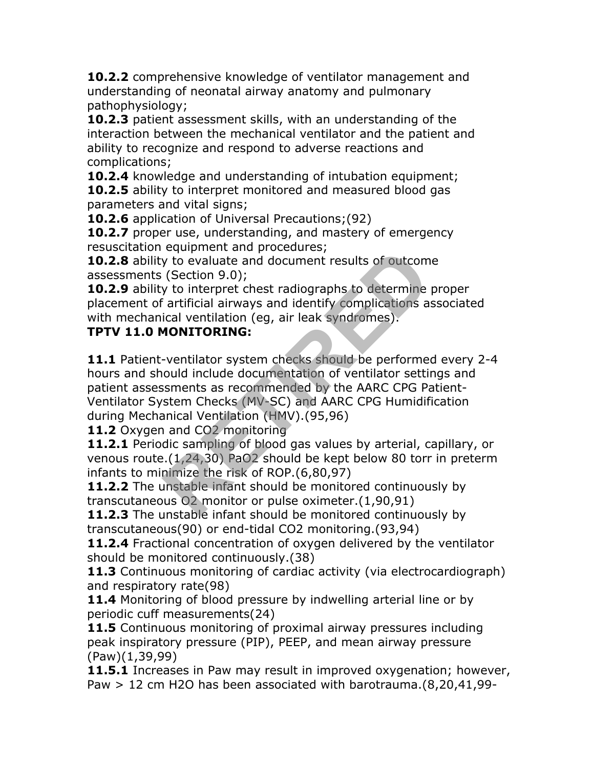**10.2.2** comprehensive knowledge of ventilator management and understanding of neonatal airway anatomy and pulmonary pathophysiology;

**10.2.3** patient assessment skills, with an understanding of the interaction between the mechanical ventilator and the patient and ability to recognize and respond to adverse reactions and complications;

**10.2.4** knowledge and understanding of intubation equipment;

**10.2.5** ability to interpret monitored and measured blood gas parameters and vital signs;

**10.2.6** application of Universal Precautions;(92)

**10.2.7** proper use, understanding, and mastery of emergency resuscitation equipment and procedures;

**10.2.8** ability to evaluate and document results of outcome assessments (Section 9.0);

**10.2.9** ability to interpret chest radiographs to determine proper placement of artificial airways and identify complications associated with mechanical ventilation (eg, air leak syndromes).

**TPTV 11.0 MONITORING:**

**11.1** Patient-ventilator system checks should be performed every 2-4 hours and should include documentation of ventilator settings and patient assessments as recommended by the AARC CPG Patient-Ventilator System Checks (MV-SC) and AARC CPG Humidification during Mechanical Ventilation (HMV).(95,96)

**11.2** Oxygen and $CO_2$ monitoring

**11.2.1** Periodic sampling of blood gas values by arterial, capillary, or venous route.(1,24,30) $PaO_2$ should be kept below 80 torr in preterm infants to minimize the risk of ROP.(6,80,97)

**11.2.2** The unstable infant should be monitored continuously by transcutaneous $O_2$ monitor or pulse oximeter.(1,90,91)

**11.2.3** The unstable infant should be monitored continuously by transcutaneous(90) or end-tidal $CO_2$ monitoring.(93,94)

**11.2.4** Fractional concentration of oxygen delivered by the ventilator should be monitored continuously.(38)

**11.3** Continuous monitoring of cardiac activity (via electrocardiograph) and respiratory rate(98)

**11.4** Monitoring of blood pressure by indwelling arterial line or by periodic cuff measurements(24)

**11.5** Continuous monitoring of proximal airway pressures including peak inspiratory pressure (PIP), PEEP, and mean airway pressure (Paw)(1,39,99)

**11.5.1** Increases in Paw may result in improved oxygenation; however, Paw > 12 cm $H_2O$ has been associated with barotrauma.(8,20,41,99-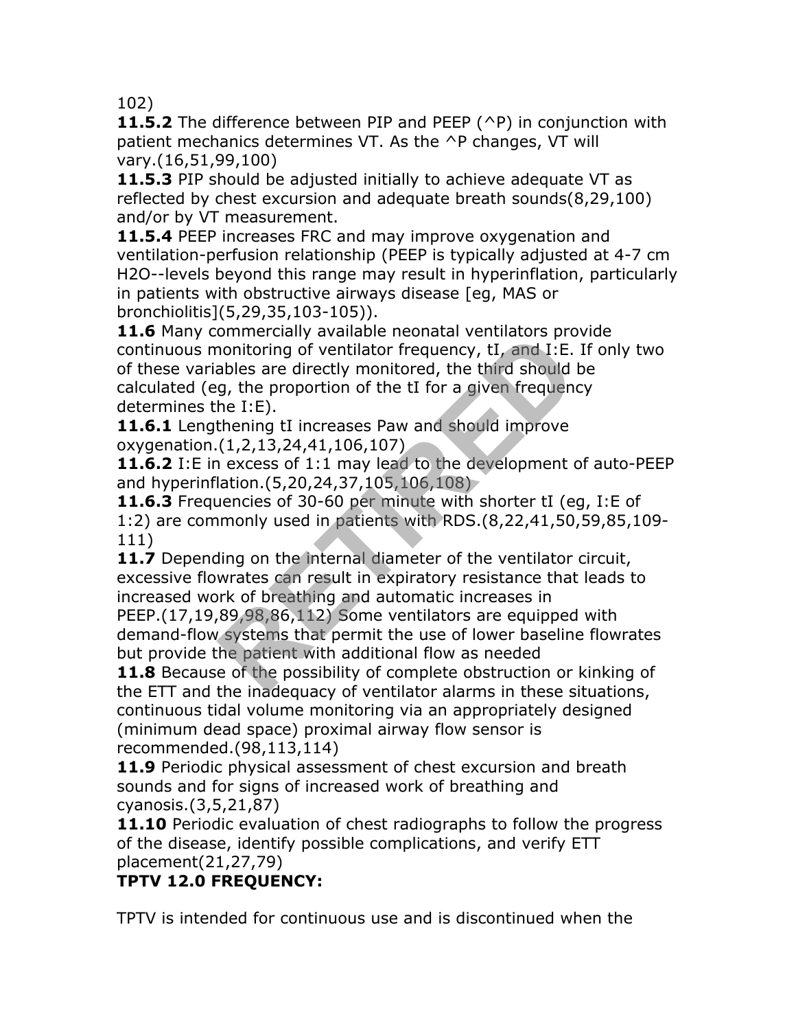102)

**11.5.2** The difference between PIP and PEEP (^P) in conjunction with patient mechanics determines VT. As the ^P changes, VT will vary.(16,51,99,100)

**11.5.3** PIP should be adjusted initially to achieve adequate VT as reflected by chest excursion and adequate breath sounds(8,29,100) and/or by VT measurement.

**11.5.4** PEEP increases FRC and may improve oxygenation and ventilation-perfusion relationship (PEEP is typically adjusted at 4-7 cm $H_2O$--levels beyond this range may result in hyperinflation, particularly in patients with obstructive airways disease [eg, MAS or bronchiolitis](5,29,35,103-105)).

**11.6** Many commercially available neonatal ventilators provide continuous monitoring of ventilator frequency, tI, and I:E. If only two of these variables are directly monitored, the third should be calculated (eg, the proportion of the tI for a given frequency determines the I:E).

**11.6.1** Lengthening tI increases Paw and should improve oxygenation.(1,2,13,24,41,106,107)

**11.6.2** I:E in excess of 1:1 may lead to the development of auto-PEEP and hyperinflation.(5,20,24,37,105,106,108)

**11.6.3** Frequencies of 30-60 per minute with shorter tI (eg, I:E of 1:2) are commonly used in patients with RDS.(8,22,41,50,59,85,109-111)

**11.7** Depending on the internal diameter of the ventilator circuit, excessive flowrates can result in expiratory resistance that leads to increased work of breathing and automatic increases in PEEP.(17,19,89,98,86,112) Some ventilators are equipped with demand-flow systems that permit the use of lower baseline flowrates but provide the patient with additional flow as needed

**11.8** Because of the possibility of complete obstruction or kinking of the ETT and the inadequacy of ventilator alarms in these situations, continuous tidal volume monitoring via an appropriately designed (minimum dead space) proximal airway flow sensor is recommended.(98,113,114)

**11.9** Periodic physical assessment of chest excursion and breath sounds and for signs of increased work of breathing and cyanosis.(3,5,21,87)

**11.10** Periodic evaluation of chest radiographs to follow the progress of the disease, identify possible complications, and verify ETT placement(21,27,79)

**TPTV 12.0 FREQUENCY:**

TPTV is intended for continuous use and is discontinued when the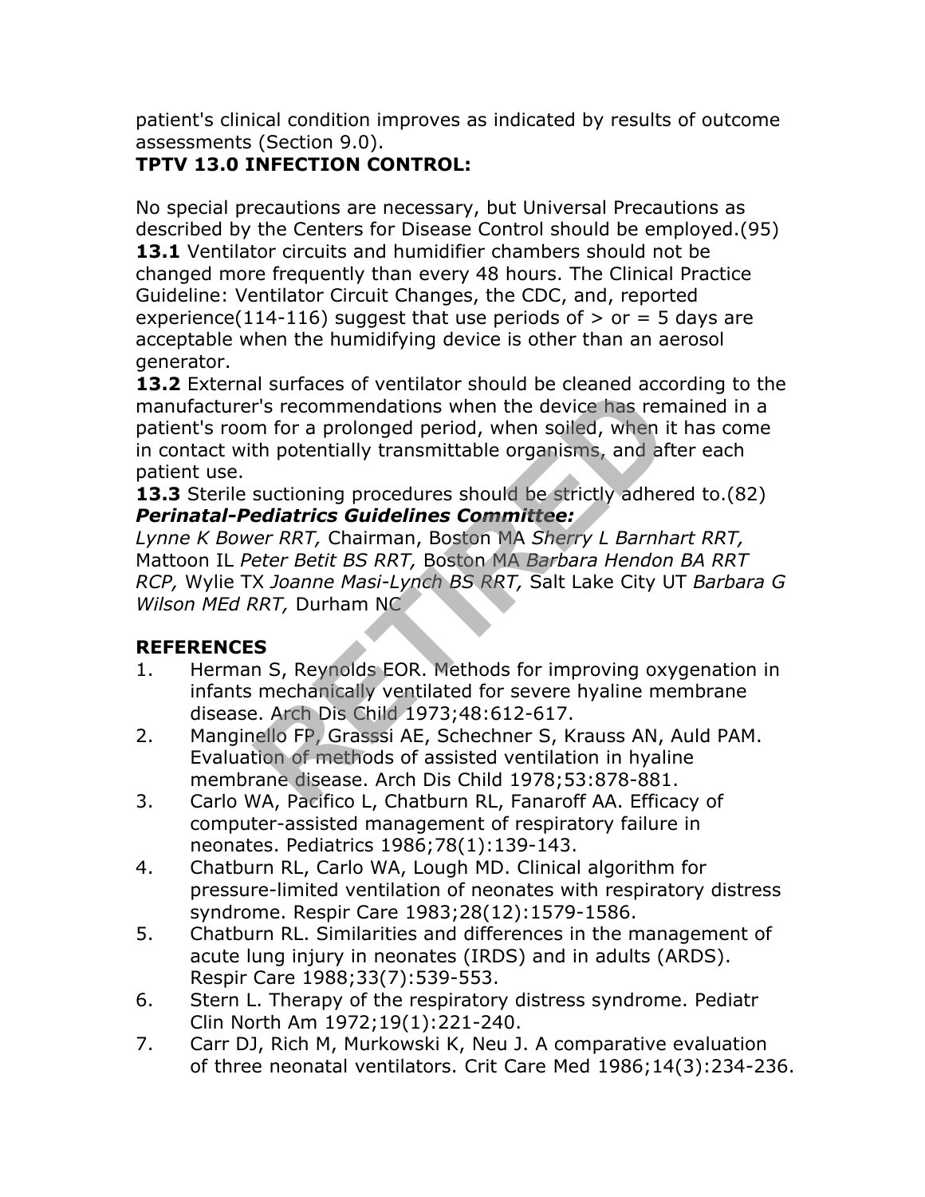patient's clinical condition improves as indicated by results of outcome assessments (Section 9.0).

**TPTV 13.0 INFECTION CONTROL:**

No special precautions are necessary, but Universal Precautions as described by the Centers for Disease Control should be employed.(95)

**13.1** Ventilator circuits and humidifier chambers should not be changed more frequently than every 48 hours. The Clinical Practice Guideline: Ventilator Circuit Changes, the CDC, and, reported experience(114-116) suggest that use periods of > or = 5 days are acceptable when the humidifying device is other than an aerosol generator.

**13.2** External surfaces of ventilator should be cleaned according to the manufacturer's recommendations when the device has remained in a patient's room for a prolonged period, when soiled, when it has come in contact with potentially transmittable organisms, and after each patient use.

**13.3** Sterile suctioning procedures should be strictly adhered to.(82)

***Perinatal-Pediatrics Guidelines Committee:***

*Lynne K Bower RRT,* Chairman, Boston MA *Sherry L Barnhart RRT,* Mattoon IL *Peter Betit BS RRT,* Boston MA *Barbara Hendon BA RRT RCP,* Wylie TX *Joanne Masi-Lynch BS RRT,* Salt Lake City UT *Barbara G Wilson MEd RRT,* Durham NC

**REFERENCES**

1. Herman S, Reynolds EOR. Methods for improving oxygenation in infants mechanically ventilated for severe hyaline membrane disease. Arch Dis Child 1973;48:612-617.
2. Manginello FP, Grasssi AE, Schechner S, Krauss AN, Auld PAM. Evaluation of methods of assisted ventilation in hyaline membrane disease. Arch Dis Child 1978;53:878-881.
3. Carlo WA, Pacifico L, Chatburn RL, Fanaroff AA. Efficacy of computer-assisted management of respiratory failure in neonates. Pediatrics 1986;78(1):139-143.
4. Chatburn RL, Carlo WA, Lough MD. Clinical algorithm for pressure-limited ventilation of neonates with respiratory distress syndrome. Respir Care 1983;28(12):1579-1586.
5. Chatburn RL. Similarities and differences in the management of acute lung injury in neonates (IRDS) and in adults (ARDS). Respir Care 1988;33(7):539-553.
6. Stern L. Therapy of the respiratory distress syndrome. Pediatr Clin North Am 1972;19(1):221-240.
7. Carr DJ, Rich M, Murkowski K, Neu J. A comparative evaluation of three neonatal ventilators. Crit Care Med 1986;14(3):234-236.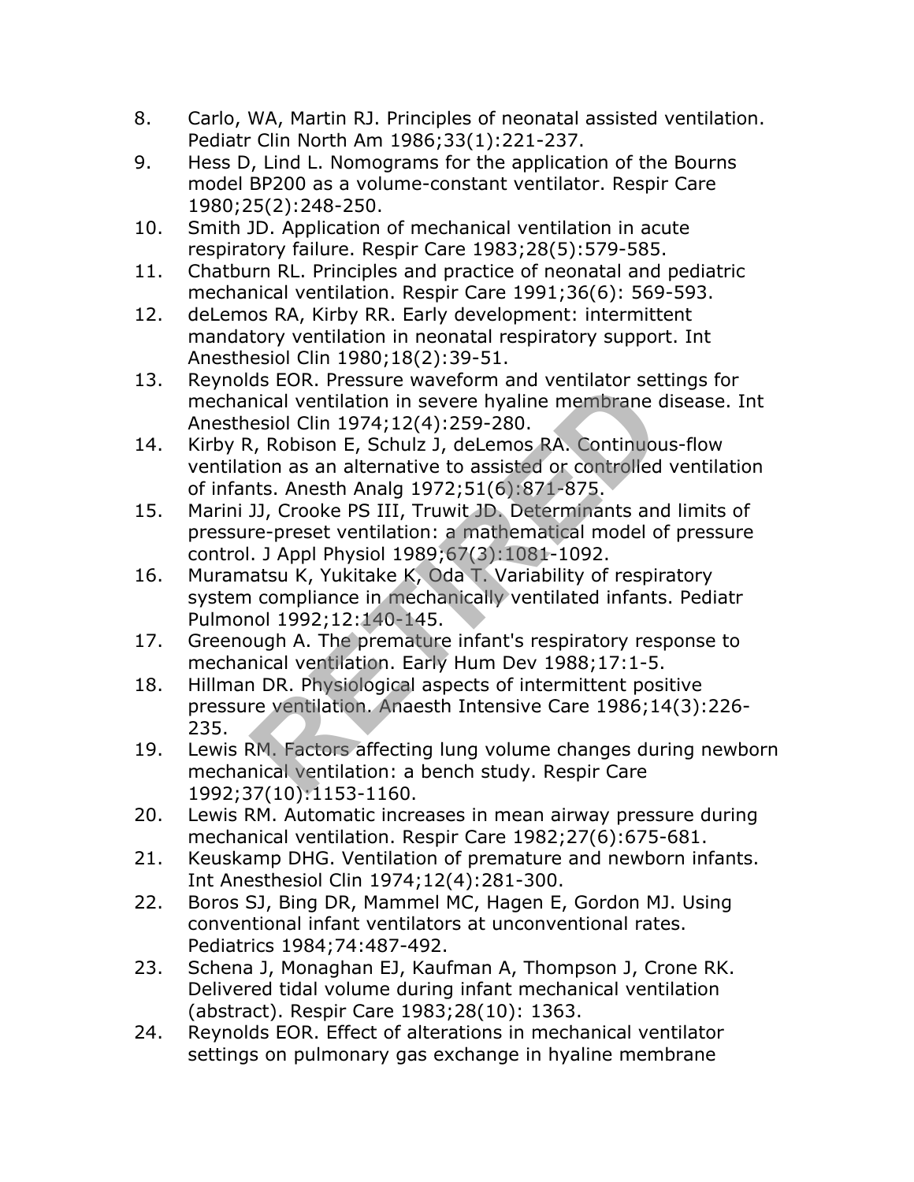8. Carlo, WA, Martin RJ. Principles of neonatal assisted ventilation. Pediatr Clin North Am 1986;33(1):221-237.
9. Hess D, Lind L. Nomograms for the application of the Bourns model BP200 as a volume-constant ventilator. Respir Care 1980;25(2):248-250.
10. Smith JD. Application of mechanical ventilation in acute respiratory failure. Respir Care 1983;28(5):579-585.
11. Chatburn RL. Principles and practice of neonatal and pediatric mechanical ventilation. Respir Care 1991;36(6): 569-593.
12. deLemos RA, Kirby RR. Early development: intermittent mandatory ventilation in neonatal respiratory support. Int Anesthesiol Clin 1980;18(2):39-51.
13. Reynolds EOR. Pressure waveform and ventilator settings for mechanical ventilation in severe hyaline membrane disease. Int Anesthesiol Clin 1974;12(4):259-280.
14. Kirby R, Robison E, Schulz J, deLemos RA. Continuous-flow ventilation as an alternative to assisted or controlled ventilation of infants. Anesth Analg 1972;51(6):871-875.
15. Marini JJ, Crooke PS III, Truwit JD. Determinants and limits of pressure-preset ventilation: a mathematical model of pressure control. J Appl Physiol 1989;67(3):1081-1092.
16. Muramatsu K, Yukitake K, Oda T. Variability of respiratory system compliance in mechanically ventilated infants. Pediatr Pulmonol 1992;12:140-145.
17. Greenough A. The premature infant's respiratory response to mechanical ventilation. Early Hum Dev 1988;17:1-5.
18. Hillman DR. Physiological aspects of intermittent positive pressure ventilation. Anaesth Intensive Care 1986;14(3):226-235.
19. Lewis RM. Factors affecting lung volume changes during newborn mechanical ventilation: a bench study. Respir Care 1992;37(10):1153-1160.
20. Lewis RM. Automatic increases in mean airway pressure during mechanical ventilation. Respir Care 1982;27(6):675-681.
21. Keuskamp DHG. Ventilation of premature and newborn infants. Int Anesthesiol Clin 1974;12(4):281-300.
22. Boros SJ, Bing DR, Mammel MC, Hagen E, Gordon MJ. Using conventional infant ventilators at unconventional rates. Pediatrics 1984;74:487-492.
23. Schena J, Monaghan EJ, Kaufman A, Thompson J, Crone RK. Delivered tidal volume during infant mechanical ventilation (abstract). Respir Care 1983;28(10): 1363.
24. Reynolds EOR. Effect of alterations in mechanical ventilator settings on pulmonary gas exchange in hyaline membrane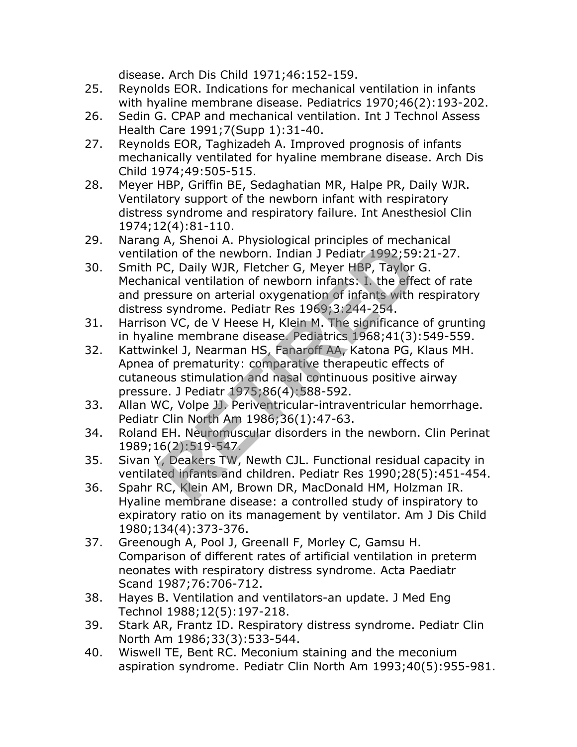disease. Arch Dis Child 1971;46:152-159.

25. Reynolds EOR. Indications for mechanical ventilation in infants with hyaline membrane disease. Pediatrics 1970;46(2):193-202.
26. Sedin G. CPAP and mechanical ventilation. Int J Technol Assess Health Care 1991;7(Supp 1):31-40.
27. Reynolds EOR, Taghizadeh A. Improved prognosis of infants mechanically ventilated for hyaline membrane disease. Arch Dis Child 1974;49:505-515.
28. Meyer HBP, Griffin BE, Sedaghatian MR, Halpe PR, Daily WJR. Ventilatory support of the newborn infant with respiratory distress syndrome and respiratory failure. Int Anesthesiol Clin 1974;12(4):81-110.
29. Narang A, Shenoi A. Physiological principles of mechanical ventilation of the newborn. Indian J Pediatr 1992;59:21-27.
30. Smith PC, Daily WJR, Fletcher G, Meyer HBP, Taylor G. Mechanical ventilation of newborn infants: I. the effect of rate and pressure on arterial oxygenation of infants with respiratory distress syndrome. Pediatr Res 1969;3:244-254.
31. Harrison VC, de V Heese H, Klein M. The significance of grunting in hyaline membrane disease. Pediatrics 1968;41(3):549-559.
32. Kattwinkel J, Nearman HS, Fanaroff AA, Katona PG, Klaus MH. Apnea of prematurity: comparative therapeutic effects of cutaneous stimulation and nasal continuous positive airway pressure. J Pediatr 1975;86(4):588-592.
33. Allan WC, Volpe JJ. Periventricular-intraventricular hemorrhage. Pediatr Clin North Am 1986;36(1):47-63.
34. Roland EH. Neuromuscular disorders in the newborn. Clin Perinat 1989;16(2):519-547.
35. Sivan Y, Deakers TW, Newth CJL. Functional residual capacity in ventilated infants and children. Pediatr Res 1990;28(5):451-454.
36. Spahr RC, Klein AM, Brown DR, MacDonald HM, Holzman IR. Hyaline membrane disease: a controlled study of inspiratory to expiratory ratio on its management by ventilator. Am J Dis Child 1980;134(4):373-376.
37. Greenough A, Pool J, Greenall F, Morley C, Gamsu H. Comparison of different rates of artificial ventilation in preterm neonates with respiratory distress syndrome. Acta Paediatr Scand 1987;76:706-712.
38. Hayes B. Ventilation and ventilators-an update. J Med Eng Technol 1988;12(5):197-218.
39. Stark AR, Frantz ID. Respiratory distress syndrome. Pediatr Clin North Am 1986;33(3):533-544.
40. Wiswell TE, Bent RC. Meconium staining and the meconium aspiration syndrome. Pediatr Clin North Am 1993;40(5):955-981.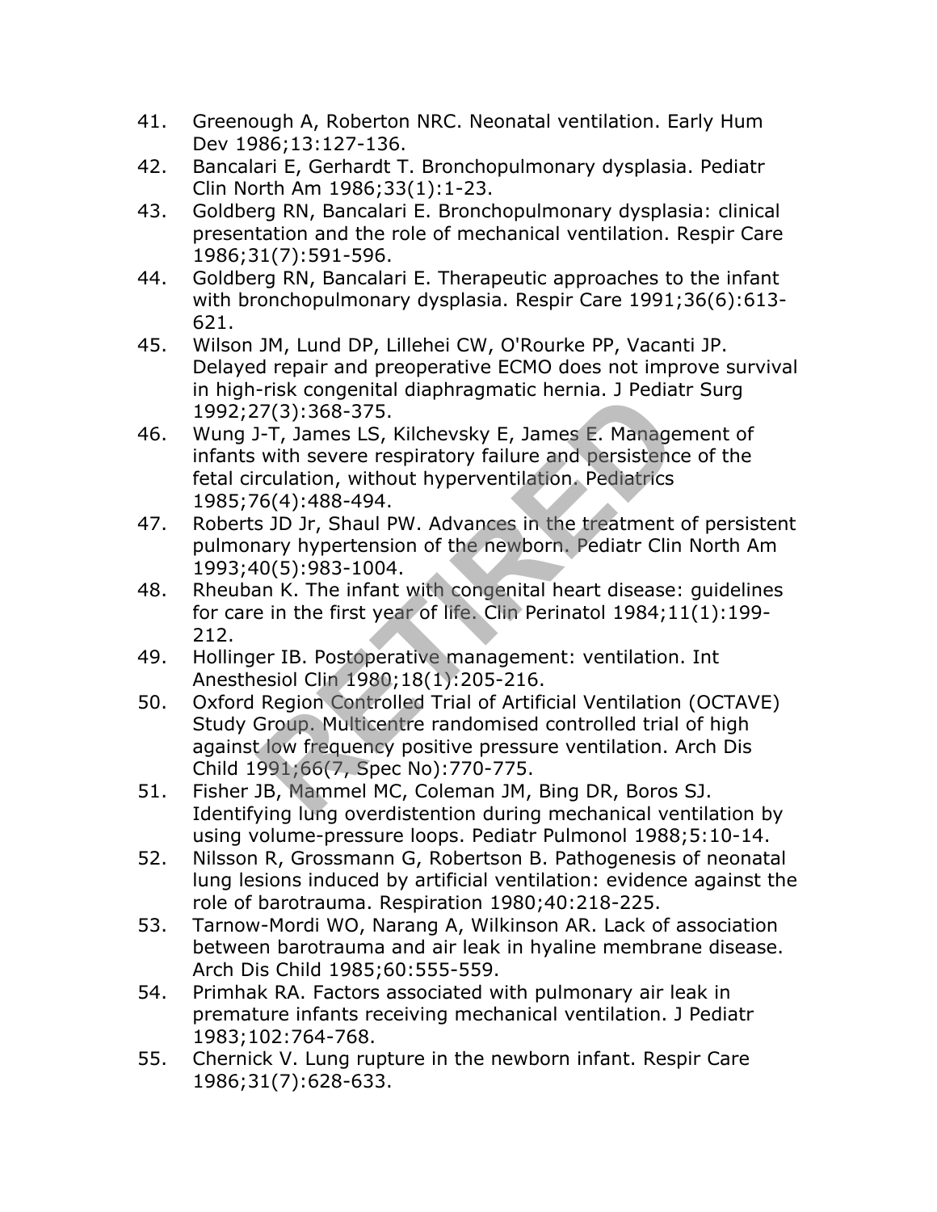41. Greenough A, Roberton NRC. Neonatal ventilation. Early Hum Dev 1986;13:127-136.
42. Bancalari E, Gerhardt T. Bronchopulmonary dysplasia. Pediatr Clin North Am 1986;33(1):1-23.
43. Goldberg RN, Bancalari E. Bronchopulmonary dysplasia: clinical presentation and the role of mechanical ventilation. Respir Care 1986;31(7):591-596.
44. Goldberg RN, Bancalari E. Therapeutic approaches to the infant with bronchopulmonary dysplasia. Respir Care 1991;36(6):613-621.
45. Wilson JM, Lund DP, Lillehei CW, O'Rourke PP, Vacanti JP. Delayed repair and preoperative ECMO does not improve survival in high-risk congenital diaphragmatic hernia. J Pediatr Surg 1992;27(3):368-375.
46. Wung J-T, James LS, Kilchevsky E, James E. Management of infants with severe respiratory failure and persistence of the fetal circulation, without hyperventilation. Pediatrics 1985;76(4):488-494.
47. Roberts JD Jr, Shaul PW. Advances in the treatment of persistent pulmonary hypertension of the newborn. Pediatr Clin North Am 1993;40(5):983-1004.
48. Rheuban K. The infant with congenital heart disease: guidelines for care in the first year of life. Clin Perinatol 1984;11(1):199-212.
49. Hollinger IB. Postoperative management: ventilation. Int Anesthesiol Clin 1980;18(1):205-216.
50. Oxford Region Controlled Trial of Artificial Ventilation (OCTAVE) Study Group. Multicentre randomised controlled trial of high against low frequency positive pressure ventilation. Arch Dis Child 1991;66(7, Spec No):770-775.
51. Fisher JB, Mammel MC, Coleman JM, Bing DR, Boros SJ. Identifying lung overdistention during mechanical ventilation by using volume-pressure loops. Pediatr Pulmonol 1988;5:10-14.
52. Nilsson R, Grossmann G, Robertson B. Pathogenesis of neonatal lung lesions induced by artificial ventilation: evidence against the role of barotrauma. Respiration 1980;40:218-225.
53. Tarnow-Mordi WO, Narang A, Wilkinson AR. Lack of association between barotrauma and air leak in hyaline membrane disease. Arch Dis Child 1985;60:555-559.
54. Primhak RA. Factors associated with pulmonary air leak in premature infants receiving mechanical ventilation. J Pediatr 1983;102:764-768.
55. Chernick V. Lung rupture in the newborn infant. Respir Care 1986;31(7):628-633.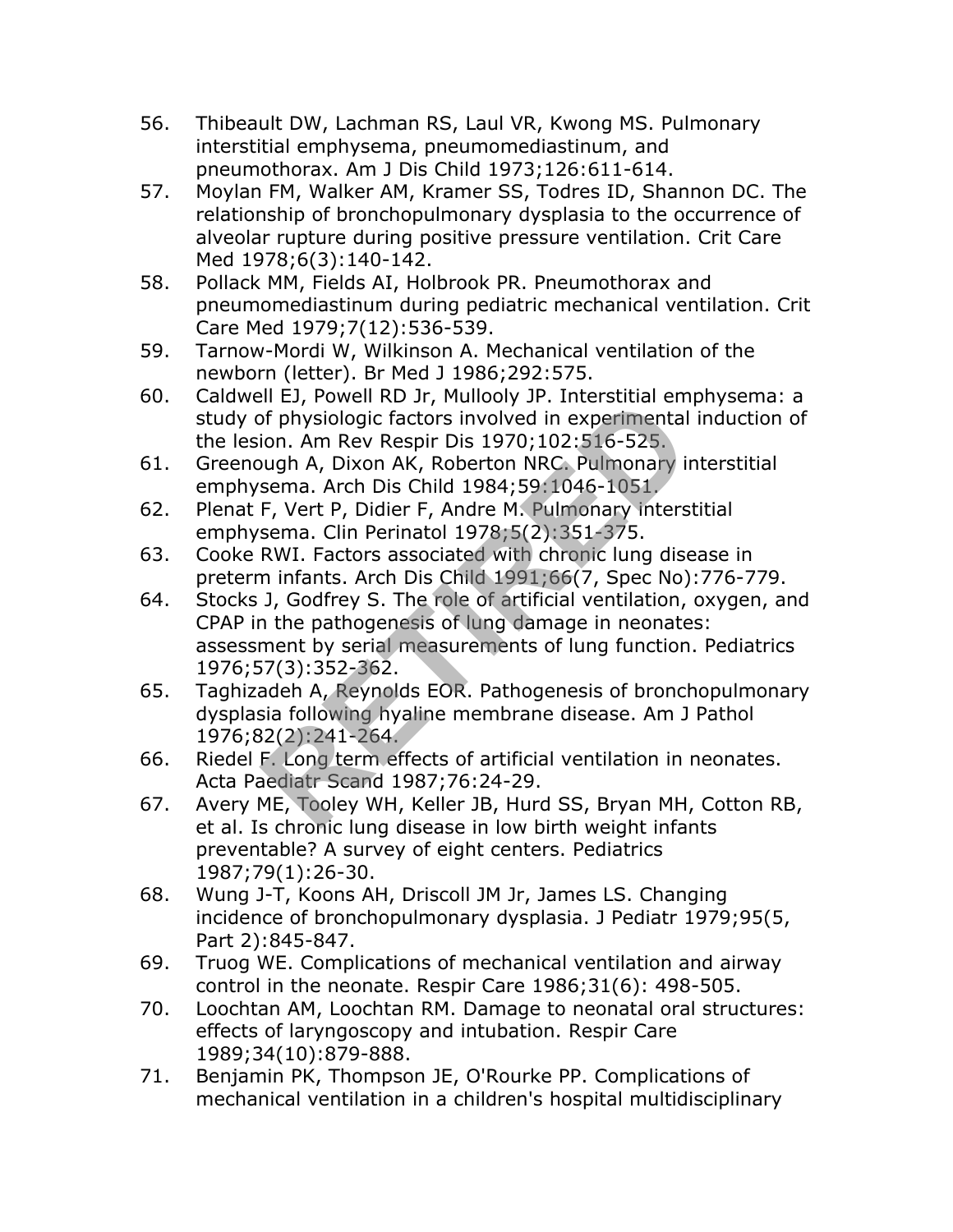56. Thibeault DW, Lachman RS, Laul VR, Kwong MS. Pulmonary interstitial emphysema, pneumomediastinum, and pneumothorax. Am J Dis Child 1973;126:611-614.
57. Moylan FM, Walker AM, Kramer SS, Todres ID, Shannon DC. The relationship of bronchopulmonary dysplasia to the occurrence of alveolar rupture during positive pressure ventilation. Crit Care Med 1978;6(3):140-142.
58. Pollack MM, Fields AI, Holbrook PR. Pneumothorax and pneumomediastinum during pediatric mechanical ventilation. Crit Care Med 1979;7(12):536-539.
59. Tarnow-Mordi W, Wilkinson A. Mechanical ventilation of the newborn (letter). Br Med J 1986;292:575.
60. Caldwell EJ, Powell RD Jr, Mullooly JP. Interstitial emphysema: a study of physiologic factors involved in experimental induction of the lesion. Am Rev Respir Dis 1970;102:516-525.
61. Greenough A, Dixon AK, Roberton NRC. Pulmonary interstitial emphysema. Arch Dis Child 1984;59:1046-1051.
62. Plenat F, Vert P, Didier F, Andre M. Pulmonary interstitial emphysema. Clin Perinatol 1978;5(2):351-375.
63. Cooke RWI. Factors associated with chronic lung disease in preterm infants. Arch Dis Child 1991;66(7, Spec No):776-779.
64. Stocks J, Godfrey S. The role of artificial ventilation, oxygen, and CPAP in the pathogenesis of lung damage in neonates: assessment by serial measurements of lung function. Pediatrics 1976;57(3):352-362.
65. Taghizadeh A, Reynolds EOR. Pathogenesis of bronchopulmonary dysplasia following hyaline membrane disease. Am J Pathol 1976;82(2):241-264.
66. Riedel F. Long term effects of artificial ventilation in neonates. Acta Paediatr Scand 1987;76:24-29.
67. Avery ME, Tooley WH, Keller JB, Hurd SS, Bryan MH, Cotton RB, et al. Is chronic lung disease in low birth weight infants preventable? A survey of eight centers. Pediatrics 1987;79(1):26-30.
68. Wung J-T, Koons AH, Driscoll JM Jr, James LS. Changing incidence of bronchopulmonary dysplasia. J Pediatr 1979;95(5, Part 2):845-847.
69. Truog WE. Complications of mechanical ventilation and airway control in the neonate. Respir Care 1986;31(6): 498-505.
70. Loochtan AM, Loochtan RM. Damage to neonatal oral structures: effects of laryngoscopy and intubation. Respir Care 1989;34(10):879-888.
71. Benjamin PK, Thompson JE, O'Rourke PP. Complications of mechanical ventilation in a children's hospital multidisciplinary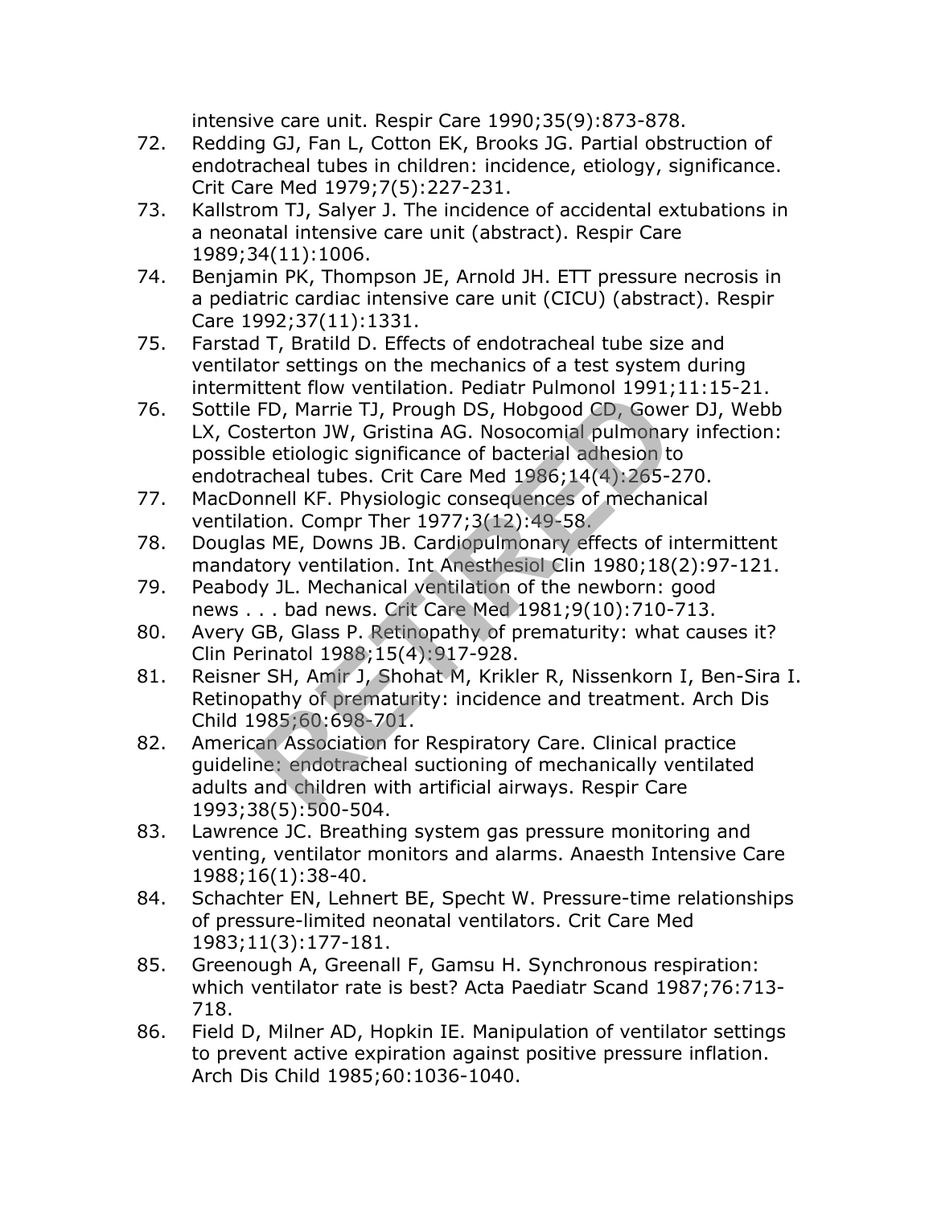intensive care unit. Respir Care 1990;35(9):873-878.

72. Redding GJ, Fan L, Cotton EK, Brooks JG. Partial obstruction of endotracheal tubes in children: incidence, etiology, significance. Crit Care Med 1979;7(5):227-231.
73. Kallstrom TJ, Salyer J. The incidence of accidental extubations in a neonatal intensive care unit (abstract). Respir Care 1989;34(11):1006.
74. Benjamin PK, Thompson JE, Arnold JH. ETT pressure necrosis in a pediatric cardiac intensive care unit (CICU) (abstract). Respir Care 1992;37(11):1331.
75. Farstad T, Bratild D. Effects of endotracheal tube size and ventilator settings on the mechanics of a test system during intermittent flow ventilation. Pediatr Pulmonol 1991;11:15-21.
76. Sottile FD, Marrie TJ, Prough DS, Hobgood CD, Gower DJ, Webb LX, Costerton JW, Gristina AG. Nosocomial pulmonary infection: possible etiologic significance of bacterial adhesion to endotracheal tubes. Crit Care Med 1986;14(4):265-270.
77. MacDonnell KF. Physiologic consequences of mechanical ventilation. Compr Ther 1977;3(12):49-58.
78. Douglas ME, Downs JB. Cardiopulmonary effects of intermittent mandatory ventilation. Int Anesthesiol Clin 1980;18(2):97-121.
79. Peabody JL. Mechanical ventilation of the newborn: good news . . . bad news. Crit Care Med 1981;9(10):710-713.
80. Avery GB, Glass P. Retinopathy of prematurity: what causes it? Clin Perinatol 1988;15(4):917-928.
81. Reisner SH, Amir J, Shohat M, Krikler R, Nissenkorn I, Ben-Sira I. Retinopathy of prematurity: incidence and treatment. Arch Dis Child 1985;60:698-701.
82. American Association for Respiratory Care. Clinical practice guideline: endotracheal suctioning of mechanically ventilated adults and children with artificial airways. Respir Care 1993;38(5):500-504.
83. Lawrence JC. Breathing system gas pressure monitoring and venting, ventilator monitors and alarms. Anaesth Intensive Care 1988;16(1):38-40.
84. Schachter EN, Lehnert BE, Specht W. Pressure-time relationships of pressure-limited neonatal ventilators. Crit Care Med 1983;11(3):177-181.
85. Greenough A, Greenall F, Gamsu H. Synchronous respiration: which ventilator rate is best? Acta Paediatr Scand 1987;76:713-718.
86. Field D, Milner AD, Hopkin IE. Manipulation of ventilator settings to prevent active expiration against positive pressure inflation. Arch Dis Child 1985;60:1036-1040.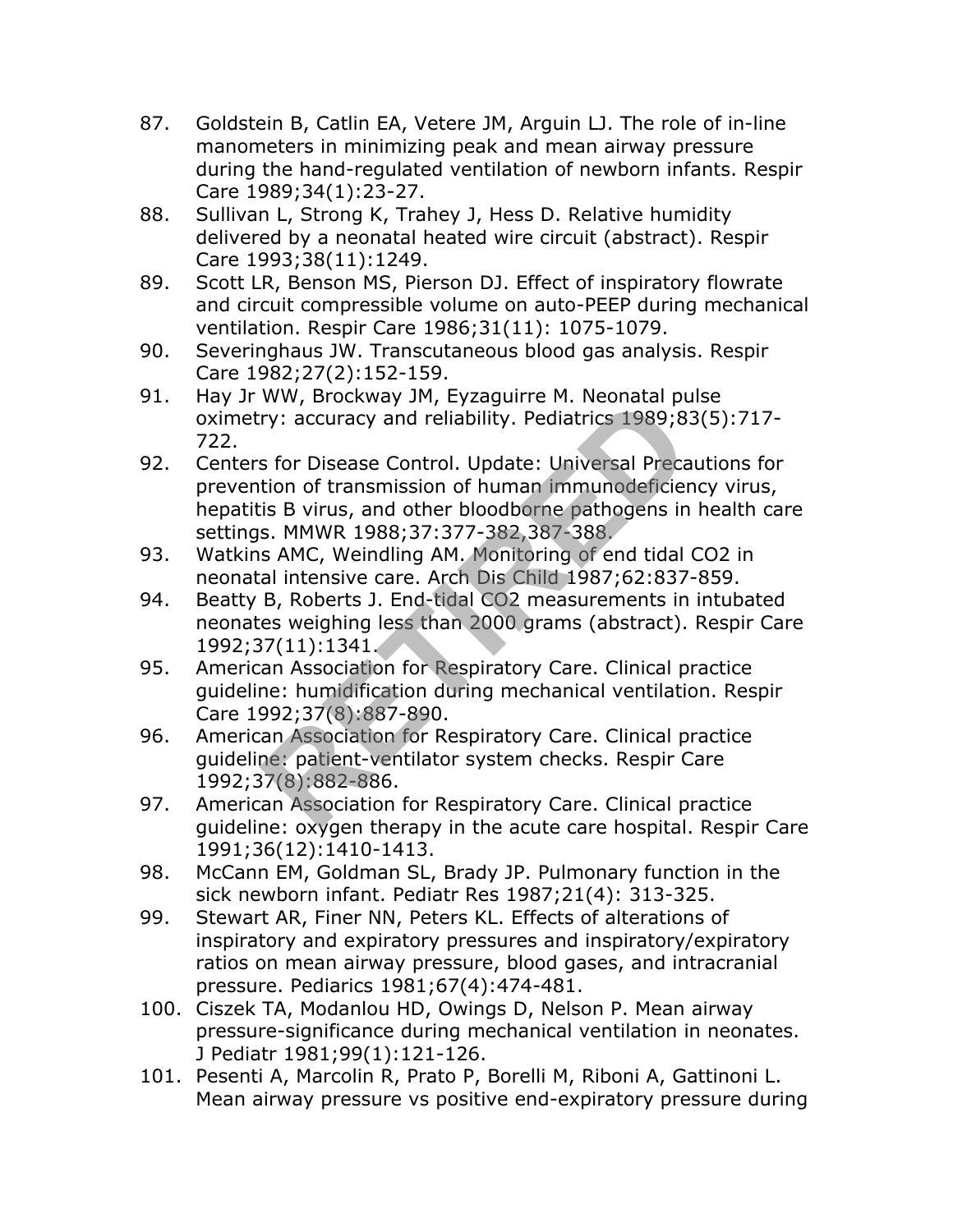87. Goldstein B, Catlin EA, Vetere JM, Arguin LJ. The role of in-line manometers in minimizing peak and mean airway pressure during the hand-regulated ventilation of newborn infants. Respir Care 1989;34(1):23-27.
88. Sullivan L, Strong K, Trahey J, Hess D. Relative humidity delivered by a neonatal heated wire circuit (abstract). Respir Care 1993;38(11):1249.
89. Scott LR, Benson MS, Pierson DJ. Effect of inspiratory flowrate and circuit compressible volume on auto-PEEP during mechanical ventilation. Respir Care 1986;31(11): 1075-1079.
90. Severinghaus JW. Transcutaneous blood gas analysis. Respir Care 1982;27(2):152-159.
91. Hay Jr WW, Brockway JM, Eyzaguirre M. Neonatal pulse oximetry: accuracy and reliability. Pediatrics 1989;83(5):717-722.
92. Centers for Disease Control. Update: Universal Precautions for prevention of transmission of human immunodeficiency virus, hepatitis B virus, and other bloodborne pathogens in health care settings. MMWR 1988;37:377-382,387-388.
93. Watkins AMC, Weindling AM. Monitoring of end tidal CO2 in neonatal intensive care. Arch Dis Child 1987;62:837-859.
94. Beatty B, Roberts J. End-tidal CO2 measurements in intubated neonates weighing less than 2000 grams (abstract). Respir Care 1992;37(11):1341.
95. American Association for Respiratory Care. Clinical practice guideline: humidification during mechanical ventilation. Respir Care 1992;37(8):887-890.
96. American Association for Respiratory Care. Clinical practice guideline: patient-ventilator system checks. Respir Care 1992;37(8):882-886.
97. American Association for Respiratory Care. Clinical practice guideline: oxygen therapy in the acute care hospital. Respir Care 1991;36(12):1410-1413.
98. McCann EM, Goldman SL, Brady JP. Pulmonary function in the sick newborn infant. Pediatr Res 1987;21(4): 313-325.
99. Stewart AR, Finer NN, Peters KL. Effects of alterations of inspiratory and expiratory pressures and inspiratory/expiratory ratios on mean airway pressure, blood gases, and intracranial pressure. Pediarics 1981;67(4):474-481.
100. Ciszek TA, Modanlou HD, Owings D, Nelson P. Mean airway pressure-significance during mechanical ventilation in neonates. J Pediatr 1981;99(1):121-126.
101. Pesenti A, Marcolin R, Prato P, Borelli M, Riboni A, Gattinoni L. Mean airway pressure vs positive end-expiratory pressure during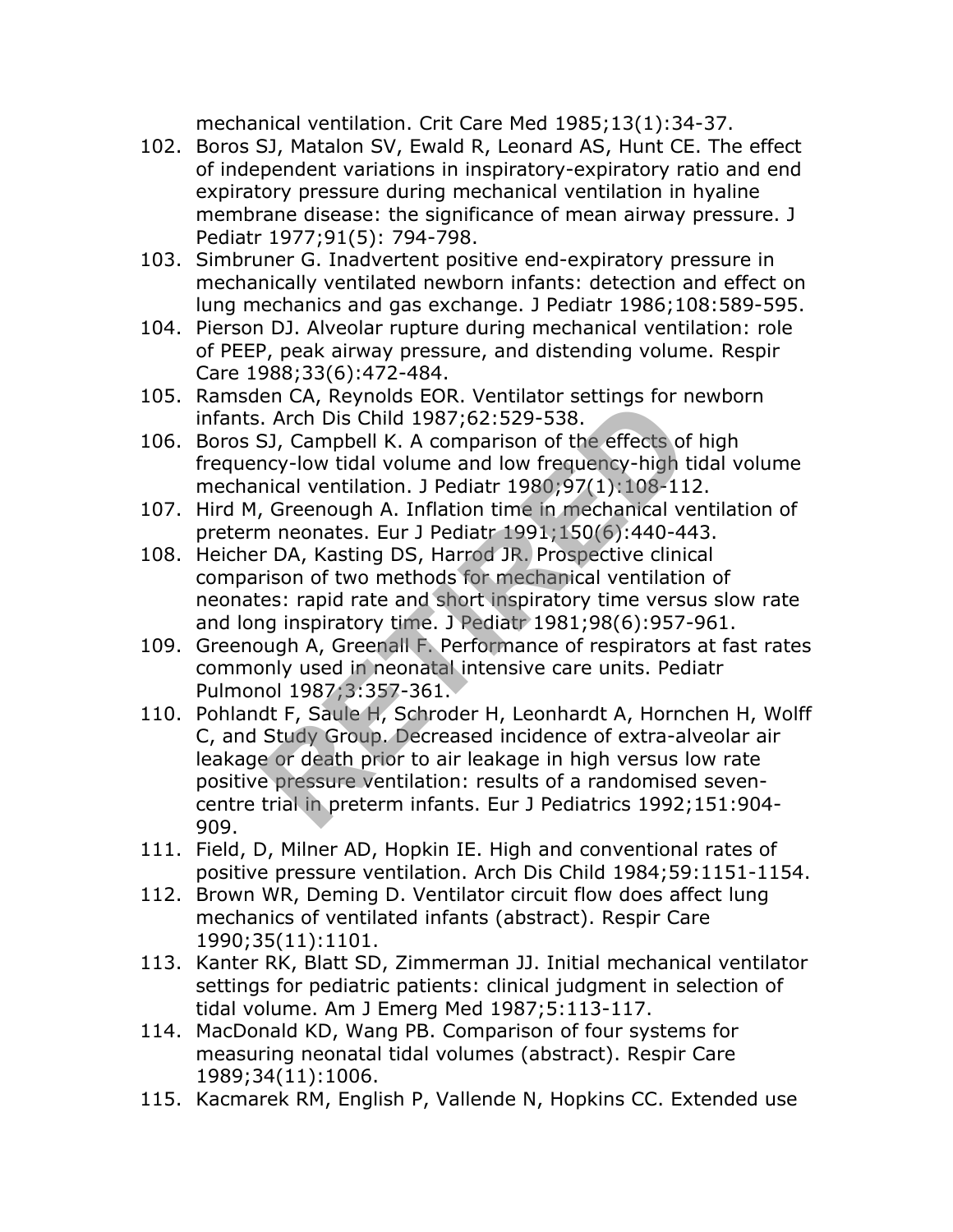mechanical ventilation. Crit Care Med 1985;13(1):34-37.

102. Boros SJ, Matalon SV, Ewald R, Leonard AS, Hunt CE. The effect of independent variations in inspiratory-expiratory ratio and end expiratory pressure during mechanical ventilation in hyaline membrane disease: the significance of mean airway pressure. J Pediatr 1977;91(5): 794-798.
103. Simbruner G. Inadvertent positive end-expiratory pressure in mechanically ventilated newborn infants: detection and effect on lung mechanics and gas exchange. J Pediatr 1986;108:589-595.
104. Pierson DJ. Alveolar rupture during mechanical ventilation: role of PEEP, peak airway pressure, and distending volume. Respir Care 1988;33(6):472-484.
105. Ramsden CA, Reynolds EOR. Ventilator settings for newborn infants. Arch Dis Child 1987;62:529-538.
106. Boros SJ, Campbell K. A comparison of the effects of high frequency-low tidal volume and low frequency-high tidal volume mechanical ventilation. J Pediatr 1980;97(1):108-112.
107. Hird M, Greenough A. Inflation time in mechanical ventilation of preterm neonates. Eur J Pediatr 1991;150(6):440-443.
108. Heicher DA, Kasting DS, Harrod JR. Prospective clinical comparison of two methods for mechanical ventilation of neonates: rapid rate and short inspiratory time versus slow rate and long inspiratory time. J Pediatr 1981;98(6):957-961.
109. Greenough A, Greenall F. Performance of respirators at fast rates commonly used in neonatal intensive care units. Pediatr Pulmonol 1987;3:357-361.
110. Pohlandt F, Saule H, Schroder H, Leonhardt A, Hornchen H, Wolff C, and Study Group. Decreased incidence of extra-alveolar air leakage or death prior to air leakage in high versus low rate positive pressure ventilation: results of a randomised seven-centre trial in preterm infants. Eur J Pediatrics 1992;151:904-909.
111. Field, D, Milner AD, Hopkin IE. High and conventional rates of positive pressure ventilation. Arch Dis Child 1984;59:1151-1154.
112. Brown WR, Deming D. Ventilator circuit flow does affect lung mechanics of ventilated infants (abstract). Respir Care 1990;35(11):1101.
113. Kanter RK, Blatt SD, Zimmerman JJ. Initial mechanical ventilator settings for pediatric patients: clinical judgment in selection of tidal volume. Am J Emerg Med 1987;5:113-117.
114. MacDonald KD, Wang PB. Comparison of four systems for measuring neonatal tidal volumes (abstract). Respir Care 1989;34(11):1006.
115. Kacmarek RM, English P, Vallende N, Hopkins CC. Extended use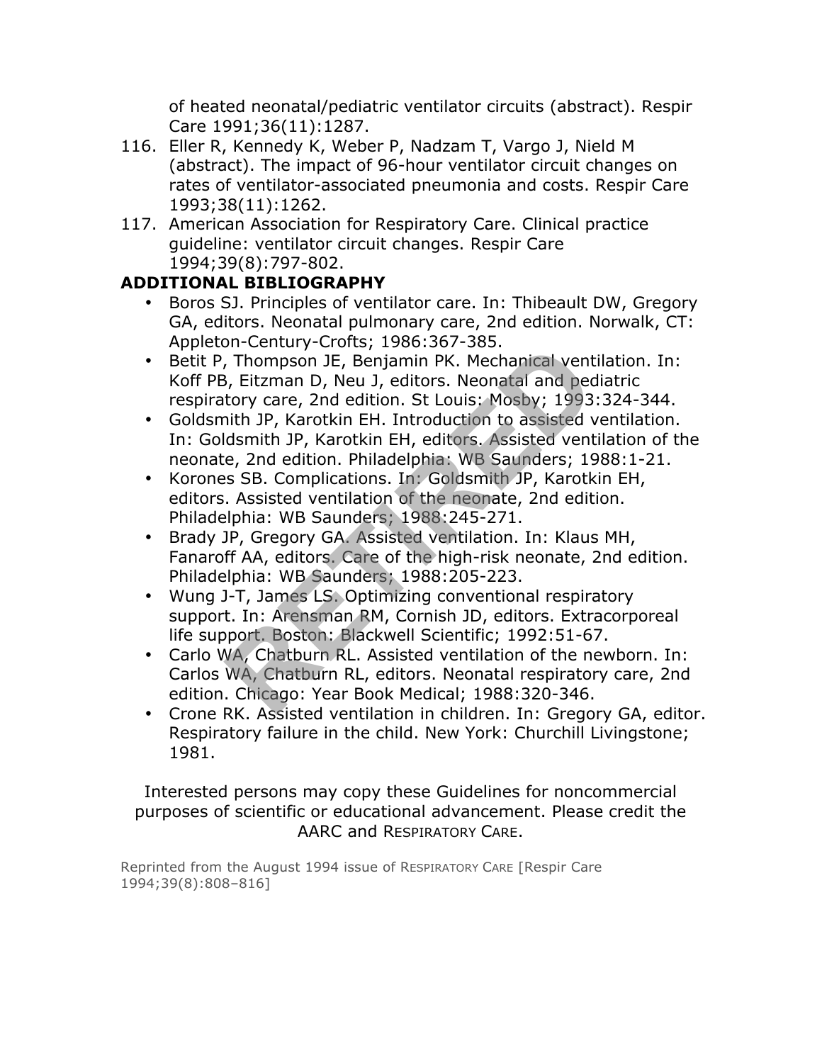of heated neonatal/pediatric ventilator circuits (abstract). Respir Care 1991;36(11):1287.

116. Eller R, Kennedy K, Weber P, Nadzam T, Vargo J, Nield M (abstract). The impact of 96-hour ventilator circuit changes on rates of ventilator-associated pneumonia and costs. Respir Care 1993;38(11):1262.
117. American Association for Respiratory Care. Clinical practice guideline: ventilator circuit changes. Respir Care 1994;39(8):797-802.

**ADDITIONAL BIBLIOGRAPHY**

- Boros SJ. Principles of ventilator care. In: Thibeault DW, Gregory GA, editors. Neonatal pulmonary care, 2nd edition. Norwalk, CT: Appleton-Century-Crofts; 1986:367-385.
- Betit P, Thompson JE, Benjamin PK. Mechanical ventilation. In: Koff PB, Eitzman D, Neu J, editors. Neonatal and pediatric respiratory care, 2nd edition. St Louis: Mosby; 1993:324-344.
- Goldsmith JP, Karotkin EH. Introduction to assisted ventilation. In: Goldsmith JP, Karotkin EH, editors. Assisted ventilation of the neonate, 2nd edition. Philadelphia: WB Saunders; 1988:1-21.
- Korones SB. Complications. In: Goldsmith JP, Karotkin EH, editors. Assisted ventilation of the neonate, 2nd edition. Philadelphia: WB Saunders; 1988:245-271.
- Brady JP, Gregory GA. Assisted ventilation. In: Klaus MH, Fanaroff AA, editors. Care of the high-risk neonate, 2nd edition. Philadelphia: WB Saunders; 1988:205-223.
- Wung J-T, James LS. Optimizing conventional respiratory support. In: Arensman RM, Cornish JD, editors. Extracorporeal life support. Boston: Blackwell Scientific; 1992:51-67.
- Carlo WA, Chatburn RL. Assisted ventilation of the newborn. In: Carlos WA, Chatburn RL, editors. Neonatal respiratory care, 2nd edition. Chicago: Year Book Medical; 1988:320-346.
- Crone RK. Assisted ventilation in children. In: Gregory GA, editor. Respiratory failure in the child. New York: Churchill Livingstone; 1981.

Interested persons may copy these Guidelines for noncommercial purposes of scientific or educational advancement. Please credit the AARC and RESPIRATORY CARE.

Reprinted from the August 1994 issue of RESPIRATORY CARE [Respir Care 1994;39(8):808–816]